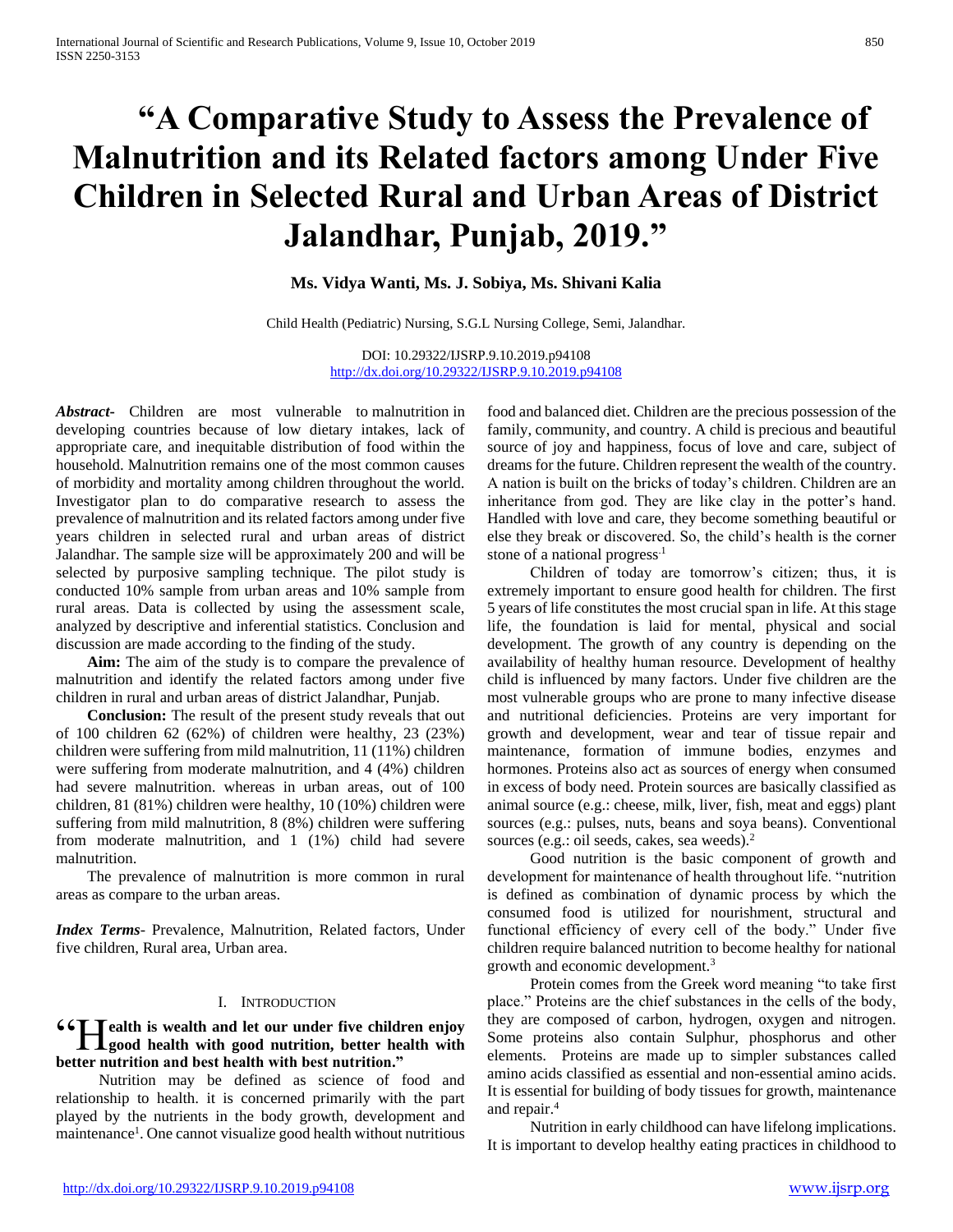# "A Comparative Study to Assess the Prevalence of Malnutrition and its Related factors among Under Five Children in Selected Rural and Urban Areas of District Jalandhar, Punjab, 2019."

**Ms. Vidya Wanti, Ms. J. Sobiya, Ms. Shivani Kalia**

Child Health (Pediatric) Nursing, S.G.L Nursing College, Semi, Jalandhar.

DOI: 10.29322/IJSRP.9.10.2019.p94108
http://dx.doi.org/10.29322/IJSRP.9.10.2019.p94108

***Abstract***- Children are most vulnerable to malnutrition in developing countries because of low dietary intakes, lack of appropriate care, and inequitable distribution of food within the household. Malnutrition remains one of the most common causes of morbidity and mortality among children throughout the world. Investigator plan to do comparative research to assess the prevalence of malnutrition and its related factors among under five years children in selected rural and urban areas of district Jalandhar. The sample size will be approximately 200 and will be selected by purposive sampling technique. The pilot study is conducted 10% sample from urban areas and 10% sample from rural areas. Data is collected by using the assessment scale, analyzed by descriptive and inferential statistics. Conclusion and discussion are made according to the finding of the study.

**Aim:** The aim of the study is to compare the prevalence of malnutrition and identify the related factors among under five children in rural and urban areas of district Jalandhar, Punjab.

**Conclusion:** The result of the present study reveals that out of 100 children 62 (62%) of children were healthy, 23 (23%) children were suffering from mild malnutrition, 11 (11%) children were suffering from moderate malnutrition, and 4 (4%) children had severe malnutrition. whereas in urban areas, out of 100 children, 81 (81%) children were healthy, 10 (10%) children were suffering from mild malnutrition, 8 (8%) children were suffering from moderate malnutrition, and 1 (1%) child had severe malnutrition.

The prevalence of malnutrition is more common in rural areas as compare to the urban areas.

***Index Terms***- Prevalence, Malnutrition, Related factors, Under five children, Rural area, Urban area.

## I. Introduction

**"Health is wealth and let our under five children enjoy good health with good nutrition, better health with better nutrition and best health with best nutrition."**

Nutrition may be defined as science of food and relationship to health. it is concerned primarily with the part played by the nutrients in the body growth, development and maintenance[1]. One cannot visualize good health without nutritious food and balanced diet. Children are the precious possession of the family, community, and country. A child is precious and beautiful source of joy and happiness, focus of love and care, subject of dreams for the future. Children represent the wealth of the country. A nation is built on the bricks of today's children. Children are an inheritance from god. They are like clay in the potter's hand. Handled with love and care, they become something beautiful or else they break or discovered. So, the child's health is the corner stone of a national progress[1]

Children of today are tomorrow's citizen; thus, it is extremely important to ensure good health for children. The first 5 years of life constitutes the most crucial span in life. At this stage life, the foundation is laid for mental, physical and social development. The growth of any country is depending on the availability of healthy human resource. Development of healthy child is influenced by many factors. Under five children are the most vulnerable groups who are prone to many infective disease and nutritional deficiencies. Proteins are very important for growth and development, wear and tear of tissue repair and maintenance, formation of immune bodies, enzymes and hormones. Proteins also act as sources of energy when consumed in excess of body need. Protein sources are basically classified as animal source (e.g.: cheese, milk, liver, fish, meat and eggs) plant sources (e.g.: pulses, nuts, beans and soya beans). Conventional sources (e.g.: oil seeds, cakes, sea weeds).[2]

Good nutrition is the basic component of growth and development for maintenance of health throughout life. "nutrition is defined as combination of dynamic process by which the consumed food is utilized for nourishment, structural and functional efficiency of every cell of the body." Under five children require balanced nutrition to become healthy for national growth and economic development.[3]

Protein comes from the Greek word meaning "to take first place." Proteins are the chief substances in the cells of the body, they are composed of carbon, hydrogen, oxygen and nitrogen. Some proteins also contain Sulphur, phosphorus and other elements. Proteins are made up to simpler substances called amino acids classified as essential and non-essential amino acids. It is essential for building of body tissues for growth, maintenance and repair.[4]

Nutrition in early childhood can have lifelong implications. It is important to develop healthy eating practices in childhood to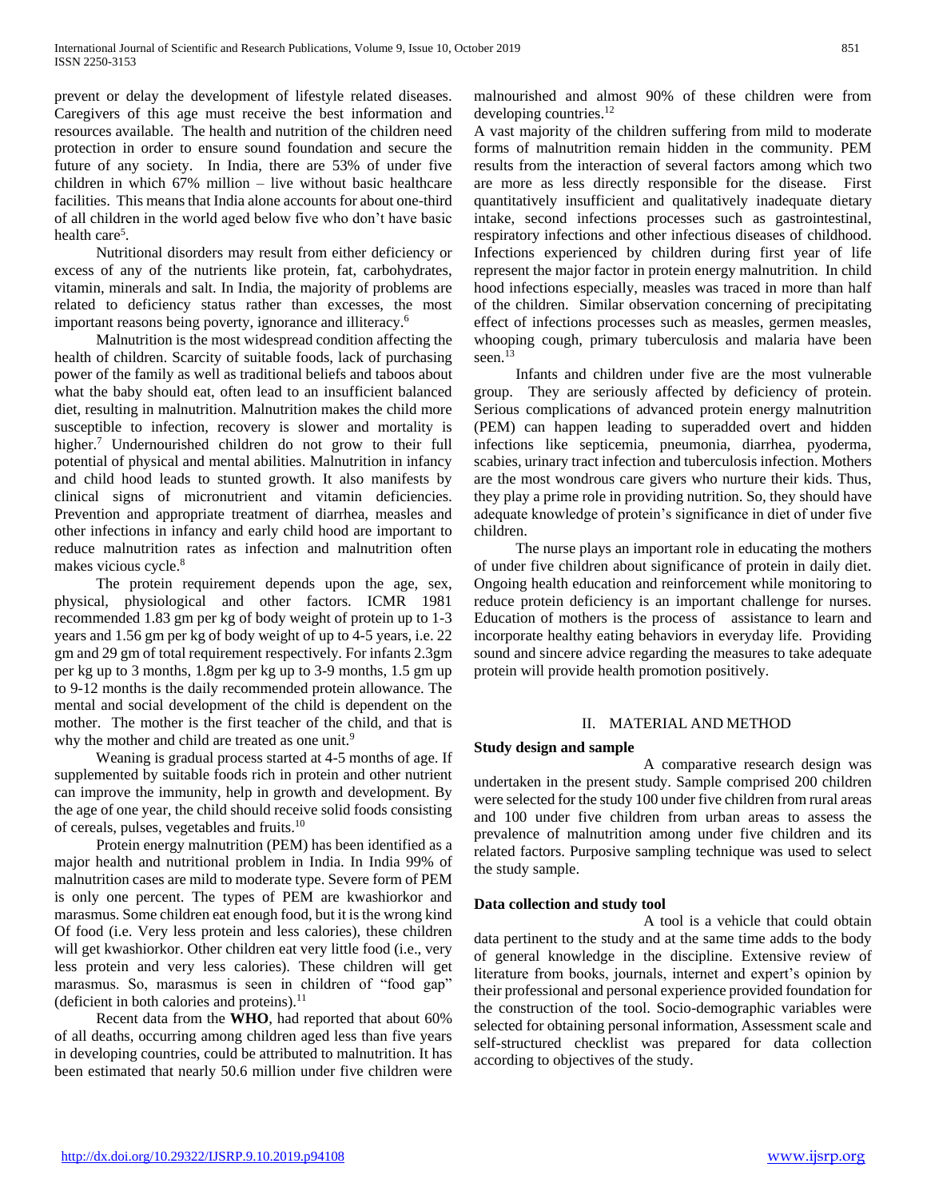prevent or delay the development of lifestyle related diseases. Caregivers of this age must receive the best information and resources available. The health and nutrition of the children need protection in order to ensure sound foundation and secure the future of any society. In India, there are 53% of under five children in which 67% million – live without basic healthcare facilities. This means that India alone accounts for about one-third of all children in the world aged below five who don't have basic health care[5].

Nutritional disorders may result from either deficiency or excess of any of the nutrients like protein, fat, carbohydrates, vitamin, minerals and salt. In India, the majority of problems are related to deficiency status rather than excesses, the most important reasons being poverty, ignorance and illiteracy.[6]

Malnutrition is the most widespread condition affecting the health of children. Scarcity of suitable foods, lack of purchasing power of the family as well as traditional beliefs and taboos about what the baby should eat, often lead to an insufficient balanced diet, resulting in malnutrition. Malnutrition makes the child more susceptible to infection, recovery is slower and mortality is higher.[7] Undernourished children do not grow to their full potential of physical and mental abilities. Malnutrition in infancy and child hood leads to stunted growth. It also manifests by clinical signs of micronutrient and vitamin deficiencies. Prevention and appropriate treatment of diarrhea, measles and other infections in infancy and early child hood are important to reduce malnutrition rates as infection and malnutrition often makes vicious cycle.[8]

The protein requirement depends upon the age, sex, physical, physiological and other factors. ICMR 1981 recommended 1.83 gm per kg of body weight of protein up to 1-3 years and 1.56 gm per kg of body weight of up to 4-5 years, i.e. 22 gm and 29 gm of total requirement respectively. For infants 2.3gm per kg up to 3 months, 1.8gm per kg up to 3-9 months, 1.5 gm up to 9-12 months is the daily recommended protein allowance. The mental and social development of the child is dependent on the mother. The mother is the first teacher of the child, and that is why the mother and child are treated as one unit.[9]

Weaning is gradual process started at 4-5 months of age. If supplemented by suitable foods rich in protein and other nutrient can improve the immunity, help in growth and development. By the age of one year, the child should receive solid foods consisting of cereals, pulses, vegetables and fruits.[10]

Protein energy malnutrition (PEM) has been identified as a major health and nutritional problem in India. In India 99% of malnutrition cases are mild to moderate type. Severe form of PEM is only one percent. The types of PEM are kwashiorkor and marasmus. Some children eat enough food, but it is the wrong kind Of food (i.e. Very less protein and less calories), these children will get kwashiorkor. Other children eat very little food (i.e., very less protein and very less calories). These children will get marasmus. So, marasmus is seen in children of "food gap" (deficient in both calories and proteins).[11]

Recent data from the **WHO**, had reported that about 60% of all deaths, occurring among children aged less than five years in developing countries, could be attributed to malnutrition. It has been estimated that nearly 50.6 million under five children were malnourished and almost 90% of these children were from developing countries.[12]

A vast majority of the children suffering from mild to moderate forms of malnutrition remain hidden in the community. PEM results from the interaction of several factors among which two are more as less directly responsible for the disease. First quantitatively insufficient and qualitatively inadequate dietary intake, second infections processes such as gastrointestinal, respiratory infections and other infectious diseases of childhood. Infections experienced by children during first year of life represent the major factor in protein energy malnutrition. In child hood infections especially, measles was traced in more than half of the children. Similar observation concerning of precipitating effect of infections processes such as measles, germen measles, whooping cough, primary tuberculosis and malaria have been seen.[13]

Infants and children under five are the most vulnerable group. They are seriously affected by deficiency of protein. Serious complications of advanced protein energy malnutrition (PEM) can happen leading to superadded overt and hidden infections like septicemia, pneumonia, diarrhea, pyoderma, scabies, urinary tract infection and tuberculosis infection. Mothers are the most wondrous care givers who nurture their kids. Thus, they play a prime role in providing nutrition. So, they should have adequate knowledge of protein's significance in diet of under five children.

The nurse plays an important role in educating the mothers of under five children about significance of protein in daily diet. Ongoing health education and reinforcement while monitoring to reduce protein deficiency is an important challenge for nurses. Education of mothers is the process of assistance to learn and incorporate healthy eating behaviors in everyday life. Providing sound and sincere advice regarding the measures to take adequate protein will provide health promotion positively.

## II. MATERIAL AND METHOD

**Study design and sample**

A comparative research design was undertaken in the present study. Sample comprised 200 children were selected for the study 100 under five children from rural areas and 100 under five children from urban areas to assess the prevalence of malnutrition among under five children and its related factors. Purposive sampling technique was used to select the study sample.

**Data collection and study tool**

A tool is a vehicle that could obtain data pertinent to the study and at the same time adds to the body of general knowledge in the discipline. Extensive review of literature from books, journals, internet and expert's opinion by their professional and personal experience provided foundation for the construction of the tool. Socio-demographic variables were selected for obtaining personal information, Assessment scale and self-structured checklist was prepared for data collection according to objectives of the study.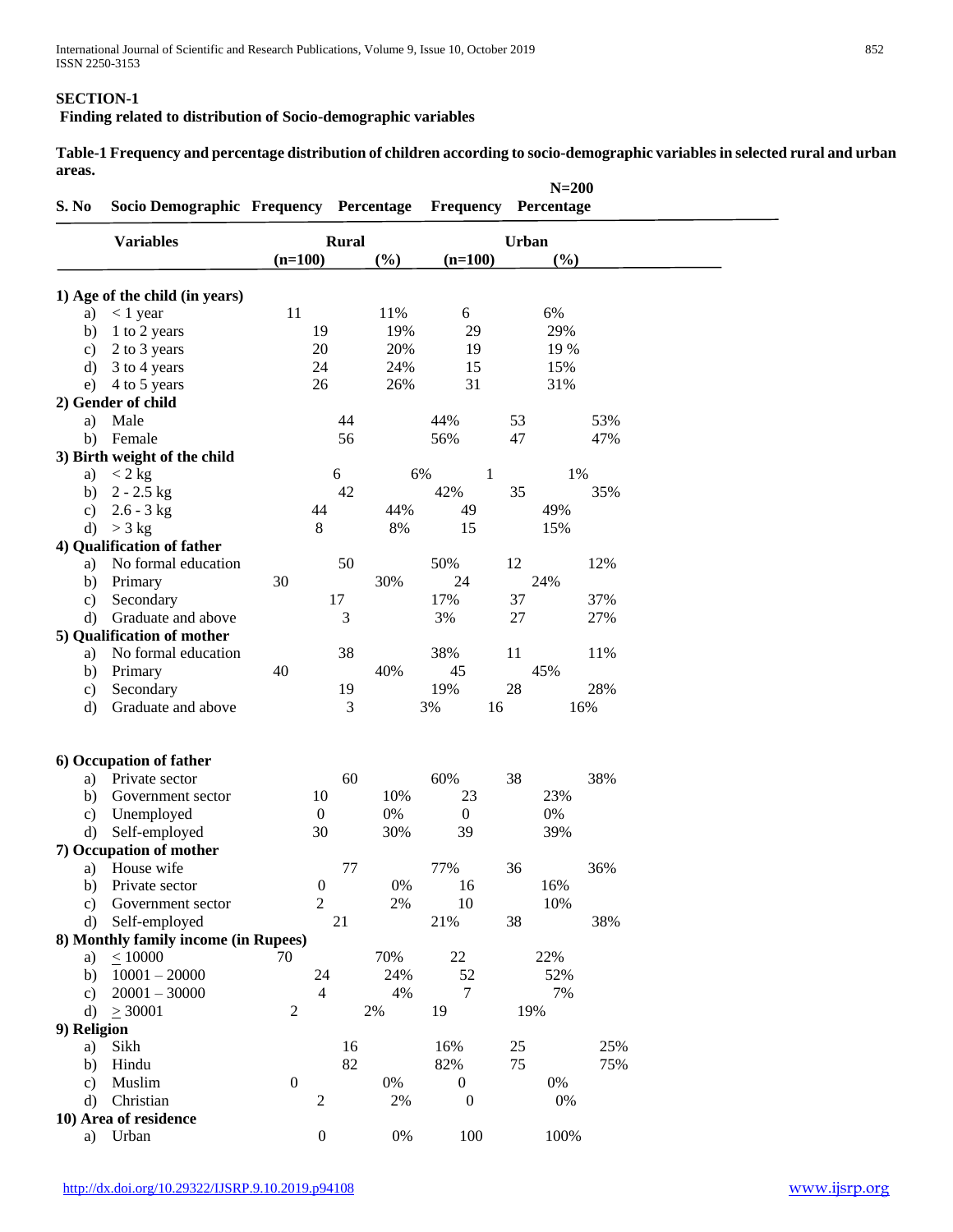## SECTION-1

**Finding related to distribution of Socio-demographic variables**

**Table-1 Frequency and percentage distribution of children according to socio-demographic variables in selected rural and urban areas.**

**N=200**

| S. No | Socio Demographic Variables | Frequency | Percentage | Frequency | Percentage |
|---|---|---|---|---|---|
| | | Rural | | Urban | |
| | | (n=100) | (%) | (n=100) | (%) |
| **1) Age of the child (in years)** | | | | | |
| a) | < 1 year | 11 | 11% | 6 | 6% |
| b) | 1 to 2 years | 19 | 19% | 29 | 29% |
| c) | 2 to 3 years | 20 | 20% | 19 | 19 % |
| d) | 3 to 4 years | 24 | 24% | 15 | 15% |
| e) | 4 to 5 years | 26 | 26% | 31 | 31% |
| **2) Gender of child** | | | | | |
| a) | Male | 44 | 44% | 53 | 53% |
| b) | Female | 56 | 56% | 47 | 47% |
| **3) Birth weight of the child** | | | | | |
| a) | < 2 kg | 6 | 6% | 1 | 1% |
| b) | 2 - 2.5 kg | 42 | 42% | 35 | 35% |
| c) | 2.6 - 3 kg | 44 | 44% | 49 | 49% |
| d) | > 3 kg | 8 | 8% | 15 | 15% |
| **4) Qualification of father** | | | | | |
| a) | No formal education | 50 | 50% | 12 | 12% |
| b) | Primary | 30 | 30% | 24 | 24% |
| c) | Secondary | 17 | 17% | 37 | 37% |
| d) | Graduate and above | 3 | 3% | 27 | 27% |
| **5) Qualification of mother** | | | | | |
| a) | No formal education | 38 | 38% | 11 | 11% |
| b) | Primary | 40 | 40% | 45 | 45% |
| c) | Secondary | 19 | 19% | 28 | 28% |
| d) | Graduate and above | 3 | 3% | 16 | 16% |
| **6) Occupation of father** | | | | | |
| a) | Private sector | 60 | 60% | 38 | 38% |
| b) | Government sector | 10 | 10% | 23 | 23% |
| c) | Unemployed | 0 | 0% | 0 | 0% |
| d) | Self-employed | 30 | 30% | 39 | 39% |
| **7) Occupation of mother** | | | | | |
| a) | House wife | 77 | 77% | 36 | 36% |
| b) | Private sector | 0 | 0% | 16 | 16% |
| c) | Government sector | 2 | 2% | 10 | 10% |
| d) | Self-employed | 21 | 21% | 38 | 38% |
| **8) Monthly family income (in Rupees)** | | | | | |
| a) | ≤ 10000 | 70 | 70% | 22 | 22% |
| b) | 10001 – 20000 | 24 | 24% | 52 | 52% |
| c) | 20001 – 30000 | 4 | 4% | 7 | 7% |
| d) | ≥ 30001 | 2 | 2% | 19 | 19% |
| **9) Religion** | | | | | |
| a) | Sikh | 16 | 16% | 25 | 25% |
| b) | Hindu | 82 | 82% | 75 | 75% |
| c) | Muslim | 0 | 0% | 0 | 0% |
| d) | Christian | 2 | 2% | 0 | 0% |
| **10) Area of residence** | | | | | |
| a) | Urban | 0 | 0% | 100 | 100% |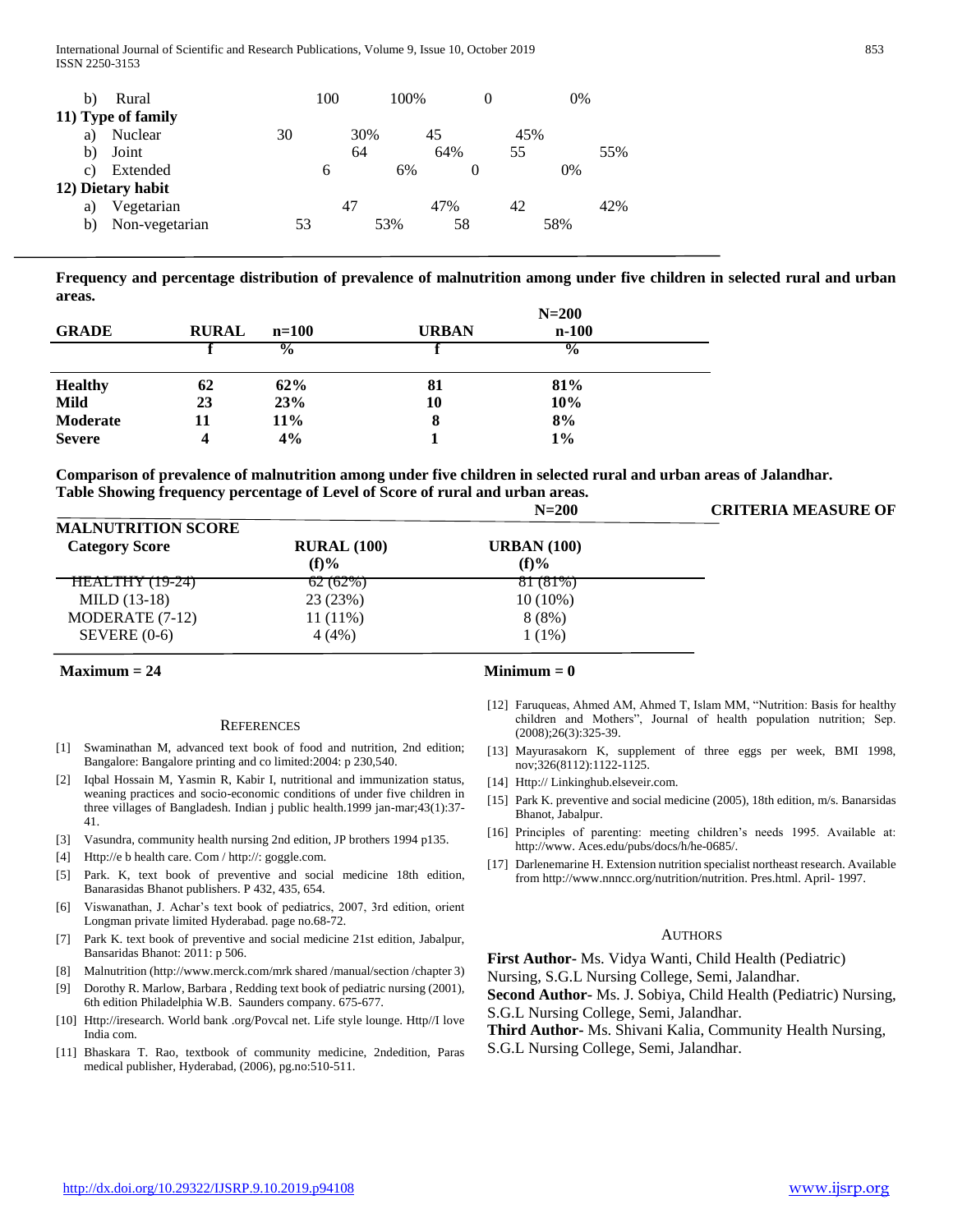| | | | | |
|---|---|---|---|---|
| b) Rural | 100 | 100% | 0 | 0% |
| **11) Type of family** | | | | |
| a) Nuclear | 30 | 30% | 45 | 45% |
| b) Joint | 64 | 64% | 55 | 55% |
| c) Extended | 6 | 6% | 0 | 0% |
| **12) Dietary habit** | | | | |
| a) Vegetarian | 47 | 47% | 42 | 42% |
| b) Non-vegetarian | 53 | 53% | 58 | 58% |

**Frequency and percentage distribution of prevalence of malnutrition among under five children in selected rural and urban areas.**

**N=200**

| **GRADE** | **RURAL** | **n=100** | **URBAN** | **n-100** |
|---|---|---|---|---|
| | **f** | **%** | **f** | **%** |
| **Healthy** | **62** | **62%** | **81** | **81%** |
| **Mild** | **23** | **23%** | **10** | **10%** |
| **Moderate** | **11** | **11%** | **8** | **8%** |
| **Severe** | **4** | **4%** | **1** | **1%** |

**Comparison of prevalence of malnutrition among under five children in selected rural and urban areas of Jalandhar.**
**Table Showing frequency percentage of Level of Score of rural and urban areas.**

**N=200** **CRITERIA MEASURE OF MALNUTRITION SCORE**

| **Category Score** | **RURAL (100) (f)%** | **URBAN (100) (f)%** |
|---|---|---|
| HEALTHY (19-24) | 62 (62%) | 81 (81%) |
| MILD (13-18) | 23 (23%) | 10 (10%) |
| MODERATE (7-12) | 11 (11%) | 8 (8%) |
| SEVERE (0-6) | 4 (4%) | 1 (1%) |

**Maximum = 24** **Minimum = 0**

## References

[1] Swaminathan M, advanced text book of food and nutrition, 2nd edition; Bangalore: Bangalore printing and co limited:2004: p 230,540.

[2] Iqbal Hossain M, Yasmin R, Kabir I, nutritional and immunization status, weaning practices and socio-economic conditions of under five children in three villages of Bangladesh. Indian j public health.1999 jan-mar;43(1):37-41.

[3] Vasundra, community health nursing 2nd edition, JP brothers 1994 p135.

[4] Http://e b health care. Com / http://: goggle.com.

[5] Park. K, text book of preventive and social medicine 18th edition, Banarasidas Bhanot publishers. P 432, 435, 654.

[6] Viswanathan, J. Achar's text book of pediatrics, 2007, 3rd edition, orient Longman private limited Hyderabad. page no.68-72.

[7] Park K. text book of preventive and social medicine 21st edition, Jabalpur, Bansaridas Bhanot: 2011: p 506.

[8] Malnutrition (http://www.merck.com/mrk shared /manual/section /chapter 3)

[9] Dorothy R. Marlow, Barbara , Redding text book of pediatric nursing (2001), 6th edition Philadelphia W.B. Saunders company. 675-677.

[10] Http://iresearch. World bank .org/Povcal net. Life style lounge. Http//I love India com.

[11] Bhaskara T. Rao, textbook of community medicine, 2ndedition, Paras medical publisher, Hyderabad, (2006), pg.no:510-511.

[12] Faruqueas, Ahmed AM, Ahmed T, Islam MM, "Nutrition: Basis for healthy children and Mothers", Journal of health population nutrition; Sep. (2008);26(3):325-39.

[13] Mayurasakorn K, supplement of three eggs per week, BMI 1998, nov;326(8112):1122-1125.

[14] Http:// Linkinghub.elseveir.com.

[15] Park K. preventive and social medicine (2005), 18th edition, m/s. Banarsidas Bhanot, Jabalpur.

[16] Principles of parenting: meeting children's needs 1995. Available at: http://www. Aces.edu/pubs/docs/h/he-0685/.

[17] Darlenemarine H. Extension nutrition specialist northeast research. Available from http://www.nnncc.org/nutrition/nutrition. Pres.html. April- 1997.

## Authors

**First Author**- Ms. Vidya Wanti, Child Health (Pediatric) Nursing, S.G.L Nursing College, Semi, Jalandhar.

**Second Author**- Ms. J. Sobiya, Child Health (Pediatric) Nursing, S.G.L Nursing College, Semi, Jalandhar.

**Third Author**- Ms. Shivani Kalia, Community Health Nursing, S.G.L Nursing College, Semi, Jalandhar.